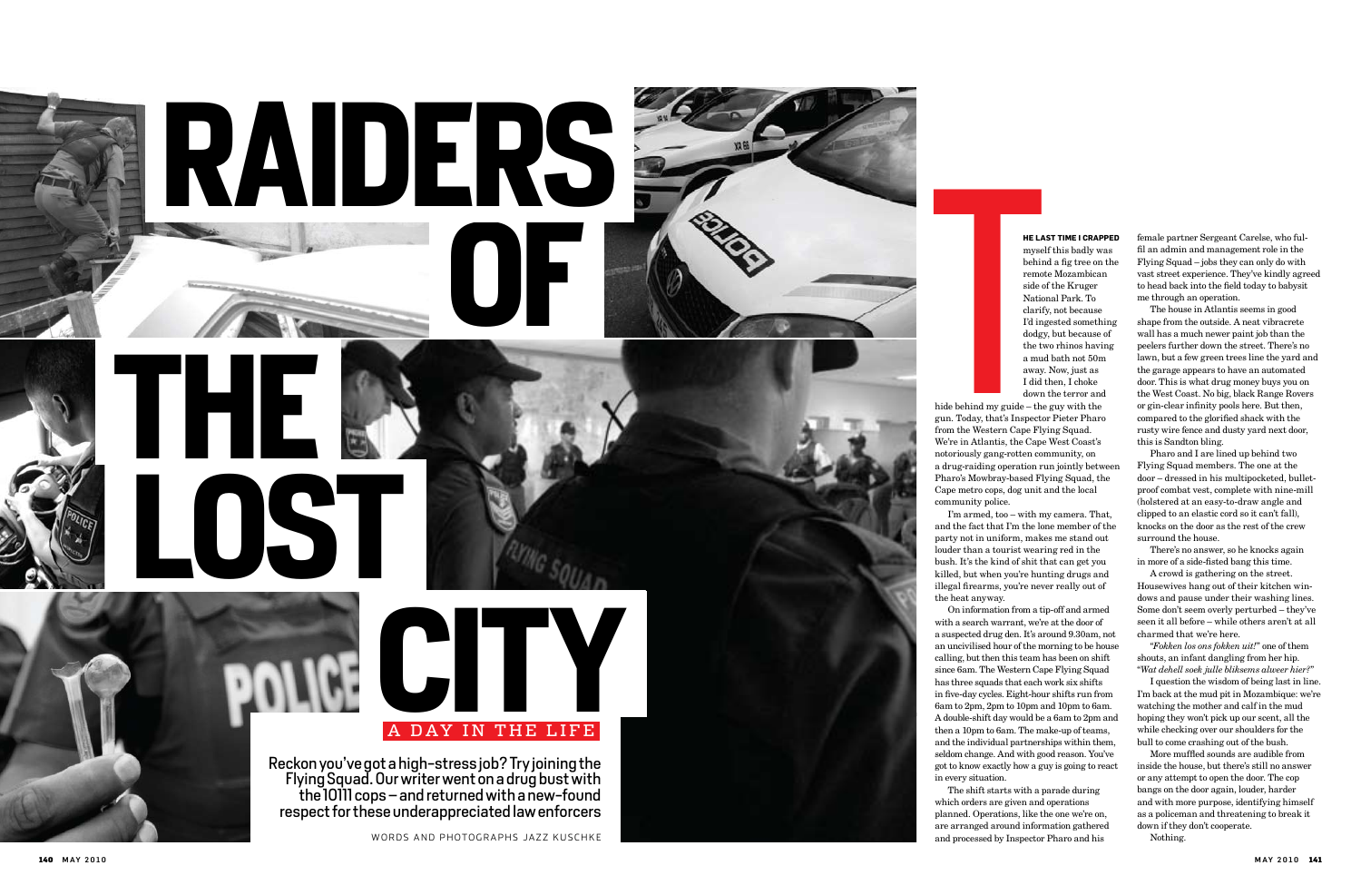# RAIDERS OF THE LOST CITY

A DAY IN THE LIFE

**Reckon you've got a high-stress job? Try joining the Flying Squad. Our writer went on a drug bust with the 10111 cops – and returned with a new-found respect for these underappreciated law enforcers**

WORDS AND PHOTOGRAPHS JAZZ KUSCHKE

**THE LAST TIME I CRAPPED** myself this badly was behind a fig tree on the remote Mozambican side of the Kruger National Park. To clarify, not because I'd ingested something dodgy, but because of the two rhinos having a mud bath not 50m away. Now, just as I did then, I choke down the terror and hide behind my guide – the guy with the gun. Today, that's Inspector Pieter Pharo from the Western Cape Flying Squad. We're in Atlantis, the Cape West Coast's notoriously gang-rotten community, on a drug-raiding operation run jointly between Pharo's Mowbray-based Flying Squad, the Cape metro cops, dog unit and the local community police.

I'm armed, too – with my camera. That, and the fact that I'm the lone member of the party not in uniform, makes me stand out louder than a tourist wearing red in the bush. It's the kind of shit that can get you killed, but when you're hunting drugs and illegal firearms, you're never really out of the heat anyway.

On information from a tip-off and armed with a search warrant, we're at the door of a suspected drug den. It's around 9.30am, not an uncivilised hour of the morning to be house calling, but then this team has been on shift since 6am. The Western Cape Flying Squad has three squads that each work six shifts in five-day cycles. Eight-hour shifts run from 6am to 2pm, 2pm to 10pm and 10pm to 6am. A double-shift day would be a 6am to 2pm and then a 10pm to 6am. The make-up of teams, and the individual partnerships within them, seldom change. And with good reason. You've got to know exactly how a guy is going to react in every situation.

The shift starts with a parade during which orders are given and operations planned. Operations, like the one we're on, are arranged around information gathered and processed by Inspector Pharo and his female partner Sergeant Carelse, who fulfil an admin and management role in the Flying Squad – jobs they can only do with vast street experience. They've kindly agreed to head back into the field today to babysit me through an operation.

The house in Atlantis seems in good shape from the outside. A neat vibracrete wall has a much newer paint job than the peelers further down the street. There's no lawn, but a few green trees line the yard and the garage appears to have an automated door. This is what drug money buys you on the West Coast. No big, black Range Rovers or gin-clear infinity pools here. But then, compared to the glorified shack with the rusty wire fence and dusty yard next door, this is Sandton bling.

Pharo and I are lined up behind two Flying Squad members. The one at the door – dressed in his multipocketed, bulletproof combat vest, complete with nine-mill (holstered at an easy-to-draw angle and clipped to an elastic cord so it can't fall), knocks on the door as the rest of the crew surround the house.

There's no answer, so he knocks again in more of a side-fisted bang this time.

A crowd is gathering on the street. Housewives hang out of their kitchen windows and pause under their washing lines. Some don't seem overly perturbed – they've seen it all before – while others aren't at all charmed that we're here.

"*Fokken los ons fokken uit!*" one of them shouts, an infant dangling from her hip. "*Wat dehell soek julle bliksems alweer hier?*"

I question the wisdom of being last in line. I'm back at the mud pit in Mozambique: we're watching the mother and calf in the mud hoping they won't pick up our scent, all the while checking over our shoulders for the bull to come crashing out of the bush.

More muffled sounds are audible from inside the house, but there's still no answer or any attempt to open the door. The cop bangs on the door again, louder, harder and with more purpose, identifying himself as a policeman and threatening to break it down if they don't cooperate.

Nothing.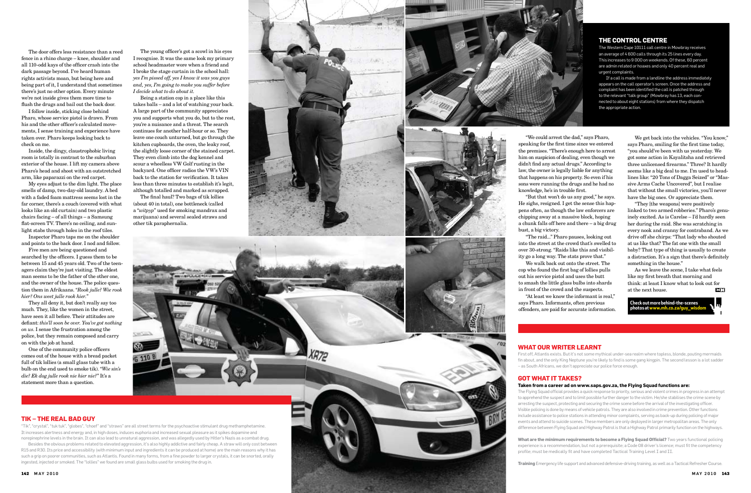The door offers less resistance than a reed fence in a rhino charge – knee, shoulder and all 110-odd kays of the officer crash into the dark passage beyond. I've heard human rights activists moan, but being here and being part of it, I understand that sometimes there's just no other option. Every minute we're not inside gives them more time to flush the drugs and bail out the back door.

I follow inside, sticking close behind Pharo, whose service pistol is drawn. From his and the other officer's calculated movements, I sense training and experience have taken over. Pharo keeps looking back to check on me.

Inside, the dingy, claustrophobic living room is totally in contrast to the suburban exterior of the house. I lift my camera above Pharo's head and shoot with an outstretched arm, like paparazzi on the red carpet.

My eyes adjust to the dim light. The place smells of damp, two-day-old laundry. A bed with a faded foam mattress seems lost in the far corner, there's a couch (covered with what looks like an old curtain) and two plastic chairs facing – of all things – a Samsung flat-screen TV. There's no ceiling, and sunlight stabs through holes in the roof tiles.

Inspector Pharo taps me on the shoulder and points to the back door. I nod and follow.

Five men are being questioned and searched by the officers. I guess them to be between 15 and 45 years old. Two of the teenagers claim they're just visiting. The eldest man seems to be the father of the other one, and the owner of the house. The police question them in Afrikaans. "*Rook julle? Wie rook hier? Ons weet julle rook hier.*"

They all deny it, but don't really say too much. They, like the women in the street, have seen it all before. Their attitudes are defiant: *this'll soon be over. You've got nothing on us.* I sense the frustration among the police, but they remain composed and carry on with the job at hand.

One of the community police officers comes out of the house with a bread packet full of tik lollies (a small glass tube with a bulb on the end used to smoke tik). "*Wie sin's die? Ek dog julle rook nie hier nie?*" It's a statement more than a question.

The young officer's got a scowl in his eyes I recognise. It was the same look my primary school headmaster wore when a friend and I broke the stage curtain in the school hall: *yes I'm pissed off, yes I know it was you guys and, yes, I'm going to make you suffer before I decide what to do about it.*

Being a station cop in a place like this takes balls – and a lot of watching your back. A large part of the community appreciates you and supports what you do, but to the rest, you're a nuisance and a threat. The search continues for another half-hour or so. They leave one couch unturned, but go through the kitchen cupboards, the oven, the leaky roof, the slightly loose corner of the stained carpet. They even climb into the dog kennel and scour a wheelless VW Golf rusting in the backyard. One officer radios the VW's VIN back to the station for verification. It takes less than three minutes to establish it's legit, although totalled and marked as scrapped.

The final haul? Two bags of tik lollies (about 40 in total), one bottleneck (called a "*witpyp*" used for smoking mandrax and marijuana) and several sealed straws and other tik paraphernalia.

"We could arrest the dad," says Pharo, speaking for the first time since we entered the premises. "There's enough here to arrest him on suspicion of dealing, even though we didn't find any actual drugs." According to law, the owner is legally liable for anything that happens on his property. So even if his sons were running the drugs and he had no knowledge, he's in trouble first.

"But that won't do us any good," he says. He sighs, resigned. I get the sense this happens often, as though the law enforcers are chipping away at a massive block, hoping a chunk falls off here and there – a big drug bust, a big victory.

"The raid…" Pharo pauses, looking out into the street at the crowd that's swelled to over 30-strong. "Raids like this and visibility go a long way. The stats prove that."

We walk back out onto the street. The cop who found the first bag of lollies pulls out his service pistol and uses the butt to smash the little glass bulbs into shards in front of the crowd and the suspects.

"At least we know the informant is real," says Pharo. Informants, often previous offenders, are paid for accurate information.

We get back into the vehicles. "You know," says Pharo, smiling for the first time today, "you should've been with us yesterday. We got some action in Kayalitsha and retrieved three unlicensed firearms." Three? It hardly seems like a big deal to me. I'm used to headlines like: "20 Tons of Dagga Seized" or "Massive Arms Cache Uncovered", but I realise that without the small victories, you'll never have the big ones. Or appreciate them.

"They [the weapons] were positively linked to two armed robberies." Pharo's genuinely excited. As is Carelse – I'd hardly seen her during the raid. She was scratching in every nook and cranny for contraband. As we drive off she chirps: "That lady who shouted at us like that? The fat one with the small baby? That type of thing is usually to create a distraction. It's a sign that there's definitely something in the house."

As we leave the scene, I take what feels like my first breath that morning and think: at least I know what to look out for at the next house.

**Check out more behind-the-scenes photos at www.mh.co.za/guy_wisdom**

## THE CONTROL CENTRE

The Western Cape 10111 call centre in Mowbray receives an average of 4 600 calls through its 25 lines every day. This increases to 9 000 on weekends. Of these, 60 percent are admin related or hoaxes and only 40 percent real and urgent complaints.

If a call is made from a landline the address immediately appears on the call operator's screen. Once the address and complaint has been identified the call is patched through to the relevant "talk group" (Mowbray has 13, each connected to about eight stations) from where they dispatch the appropriate action.

## TIK – THE REAL BAD GUY

"Tik", "crystal", "tuk tuk", "globes", "choef" and "straws" are all street terms for the psychoactive stimulant drug methamphetamine. It increases alertness and energy and, in high doses, induces euphoria and increased sexual pleasure as it spikes dopamine and norepinephrine levels in the brain. It can also lead to unnatural aggression, and was allegedly used by Hitler's Nazis as a combat drug.

Besides the obvious problems related to elevated aggression, it's also highly addictive and fairly cheap. A straw will only cost between R15 and R30. Its price and accessibility (with minimum input and ingredients it can be produced at home) are the main reasons why it has such a grip on poorer communities, such as Atlantis. Found in many forms, from a fine powder to larger crystals, it can be snorted, orally ingested, injected or smoked. The "lollies" we found are small glass bulbs used for smoking the drug in.

## WHAT OUR WRITER LEARNT

First off, Atlantis exists. But it's not some mythical under-sea realm where topless, blonde, pouting mermaids fin about, and the only King Neptune you're likely to find is some gang kingpin. The second lesson is a lot sadder – as South Africans, we don't appreciate our police force enough.

## GOT WHAT IT TAKES?

**Taken from a career ad on www.saps.gov.za, the Flying Squad functions are:**

The Flying Squad official provides a quick response to priority, serious and violent crimes in progress in an attempt to apprehend the suspect and to limit possible further danger to the victim. He/she stabilises the crime scene by arresting the suspect, protecting and securing the crime scene before the arrival of the investigating officer. Visible policing is done by means of vehicle patrols. They are also involved in crime prevention. Other functions include assistance to police stations in attending minor complaints, serving as back-up during policing of major events and attend to suicide scenes. These members are only deployed in larger metropolitan areas. The only difference between Flying Squad and Highway Patrol is that a Highway Patrol primarily function on the highways.

**What are the minimum requirements to become a Flying Squad Official?** Two years functional policing experience is a recommendation, but not a prerequisite; a Code 08 driver's licence; must fit the competency profile; must be medically fit and have completed Tactical Training Level I and II.

**Training** Emergency life support and advanced defensive-driving training, as well as a Tactical Refresher Course.